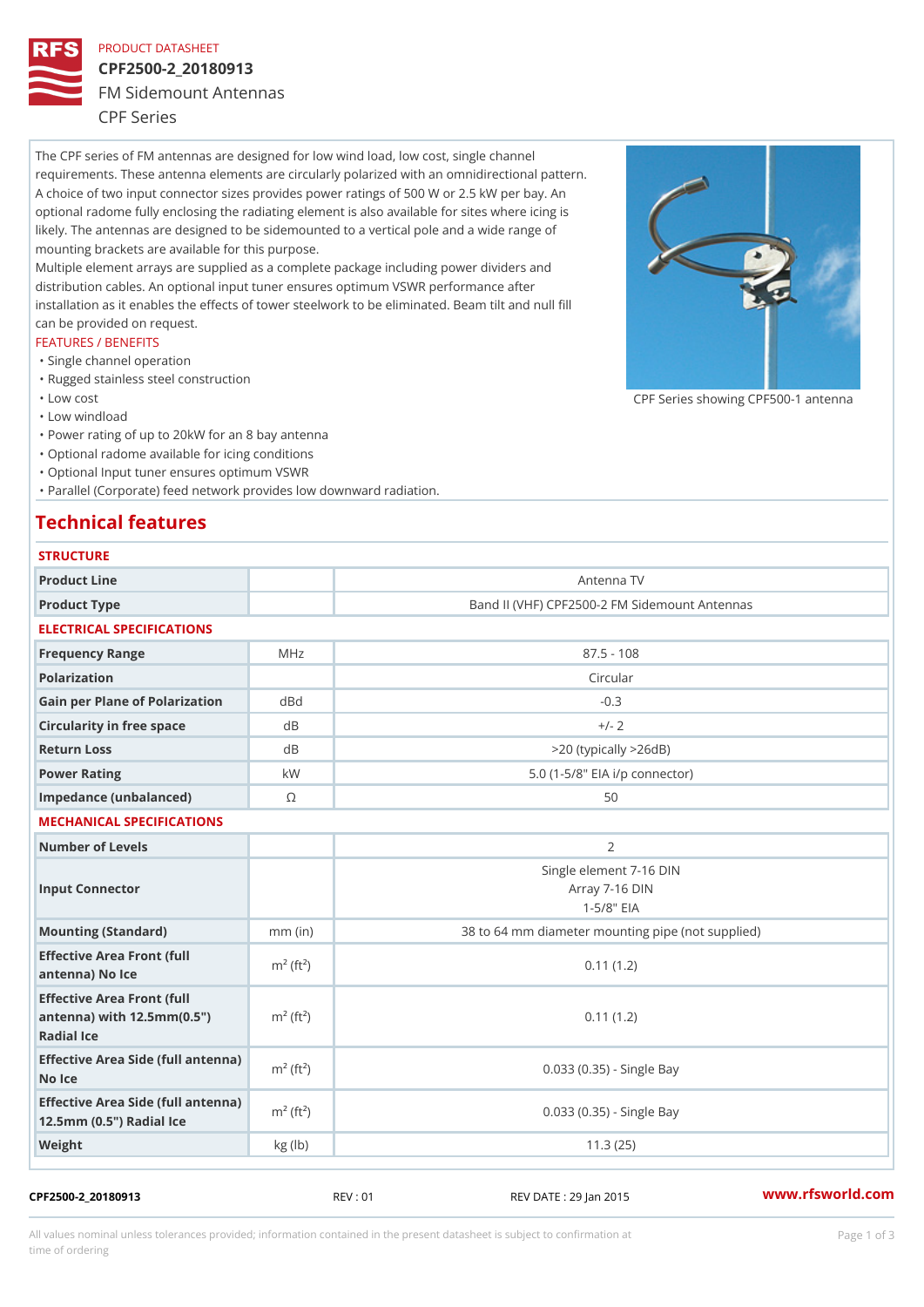PRODUCT DATASHEET

# CPF2500-2_20180913

## FM Sidemount Antennas

CPF Series

The CPF series of FM antennas are designed for low wind load, low cost, single channel requirements. These antenna elements are circularly polarized with an omnidirectional pattern. A choice of two input connector sizes provides power ratings of 500 W or 2.5 kW per bay. An optional radome fully enclosing the radiating element is also available for sites where icing is likely. The antennas are designed to be sidemounted to a vertical pole and a wide range of mounting brackets are available for this purpose.

Multiple element arrays are supplied as a complete package including power dividers and distribution cables. An optional input tuner ensures optimum VSWR performance after installation as it enables the effects of tower steelwork to be eliminated. Beam tilt and null fill can be provided on request.

CPF Series showing CPF500-1 antenna

FEATURES / BENEFITS

- Single channel operation
- Rugged stainless steel construction
- Low cost
- Low windload
- Power rating of up to 20kW for an 8 bay antenna
- Optional radome available for icing conditions
- Optional Input tuner ensures optimum VSWR
- Parallel (Corporate) feed network provides low downward radiation.

## Technical features

### STRUCTURE

| | | |
|---|---|---|
| **Product Line** | | Antenna TV |
| **Product Type** | | Band II (VHF) CPF2500-2 FM Sidemount Antennas |

### ELECTRICAL SPECIFICATIONS

| | | |
|---|---|---|
| **Frequency Range** | MHz | 87.5 - 108 |
| **Polarization** | | Circular |
| **Gain per Plane of Polarization** | dBd | -0.3 |
| **Circularity in free space** | dB | +/- 2 |
| **Return Loss** | dB | >20 (typically >26dB) |
| **Power Rating** | kW | 5.0 (1-5/8" EIA i/p connector) |
| **Impedance (unbalanced)** | Ω | 50 |

### MECHANICAL SPECIFICATIONS

| | | |
|---|---|---|
| **Number of Levels** | | 2 |
| **Input Connector** | | Single element 7-16 DIN<br>Array 7-16 DIN<br>1-5/8" EIA |
| **Mounting (Standard)** | mm (in) | 38 to 64 mm diameter mounting pipe (not supplied) |
| **Effective Area Front (full antenna) No Ice** | $m^2$ ($ft^2$) | 0.11 (1.2) |
| **Effective Area Front (full antenna) with 12.5mm(0.5") Radial Ice** | $m^2$ ($ft^2$) | 0.11 (1.2) |
| **Effective Area Side (full antenna) No Ice** | $m^2$ ($ft^2$) | 0.033 (0.35) - Single Bay |
| **Effective Area Side (full antenna) 12.5mm (0.5") Radial Ice** | $m^2$ ($ft^2$) | 0.033 (0.35) - Single Bay |
| **Weight** | kg (lb) | 11.3 (25) |

CPF2500-2_20180913 REV : 01 REV DATE : 29 Jan 2015 www.rfsworld.com

All values nominal unless tolerances provided; information contained in the present datasheet is subject to confirmation at time of ordering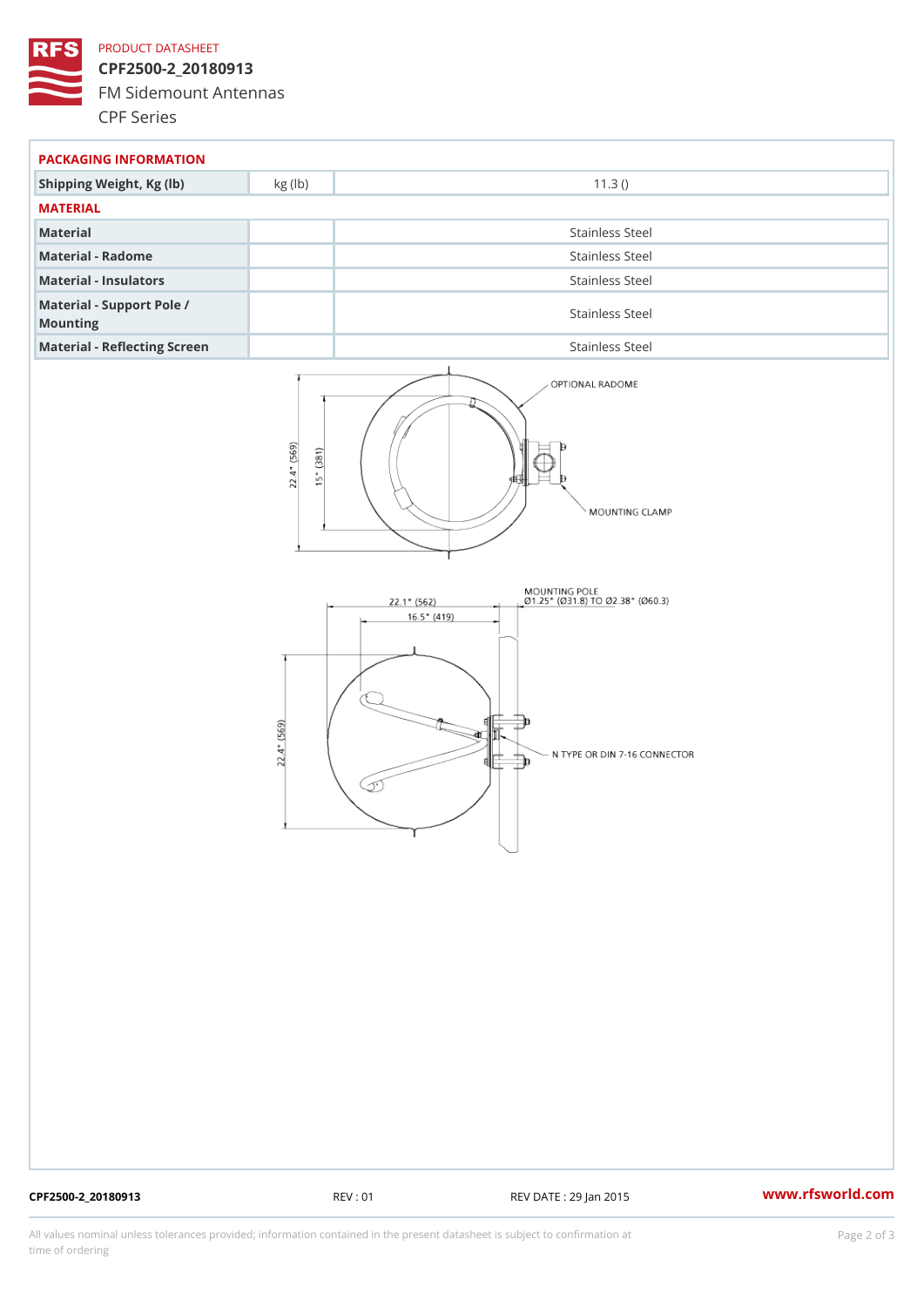PRODUCT DATASHEET

# CPF2500-2_20180913

FM Sidemount Antennas

CPF Series

## PACKAGING INFORMATION

| Shipping Weight, Kg (lb) | kg (lb) | 11.3 () |
|---|---|---|

## MATERIAL

| Material | | Stainless Steel |
|---|---|---|
| Material - Radome | | Stainless Steel |
| Material - Insulators | | Stainless Steel |
| Material - Support Pole / Mounting | | Stainless Steel |
| Material - Reflecting Screen | | Stainless Steel |

OPTIONAL RADOME

MOUNTING CLAMP

22.4" (569)

15" (381)

MOUNTING POLE
Ø1.25" (Ø31.8) TO Ø2.38" (Ø60.3)

22.1" (562)

16.5" (419)

22.4" (569)

N TYPE OR DIN 7-16 CONNECTOR

CPF2500-2_20180913 REV : 01 REV DATE : 29 Jan 2015 www.rfsworld.com

All values nominal unless tolerances provided; information contained in the present datasheet is subject to confirmation at time of ordering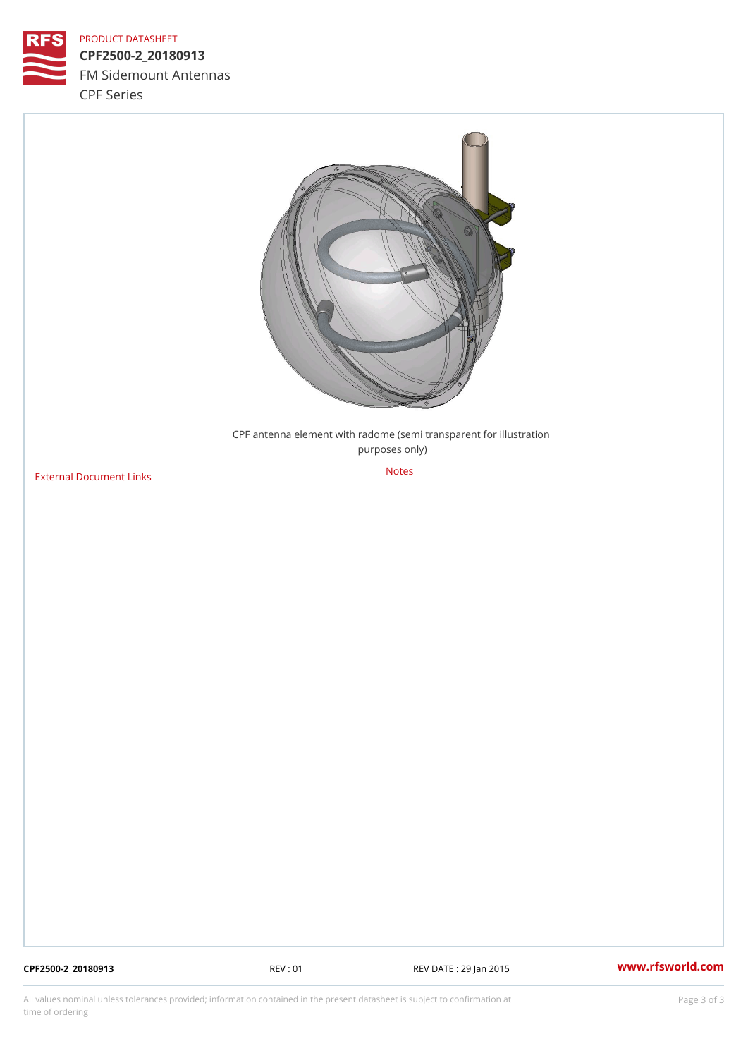PRODUCT DATASHEET

# CPF2500-2_20180913

## FM Sidemount Antennas

CPF Series

CPF antenna element with radome (semi transparent for illustration purposes only)

External Document Links

Notes

CPF2500-2_20180913 REV : 01 REV DATE : 29 Jan 2015 www.rfsworld.com

All values nominal unless tolerances provided; information contained in the present datasheet is subject to confirmation at time of ordering